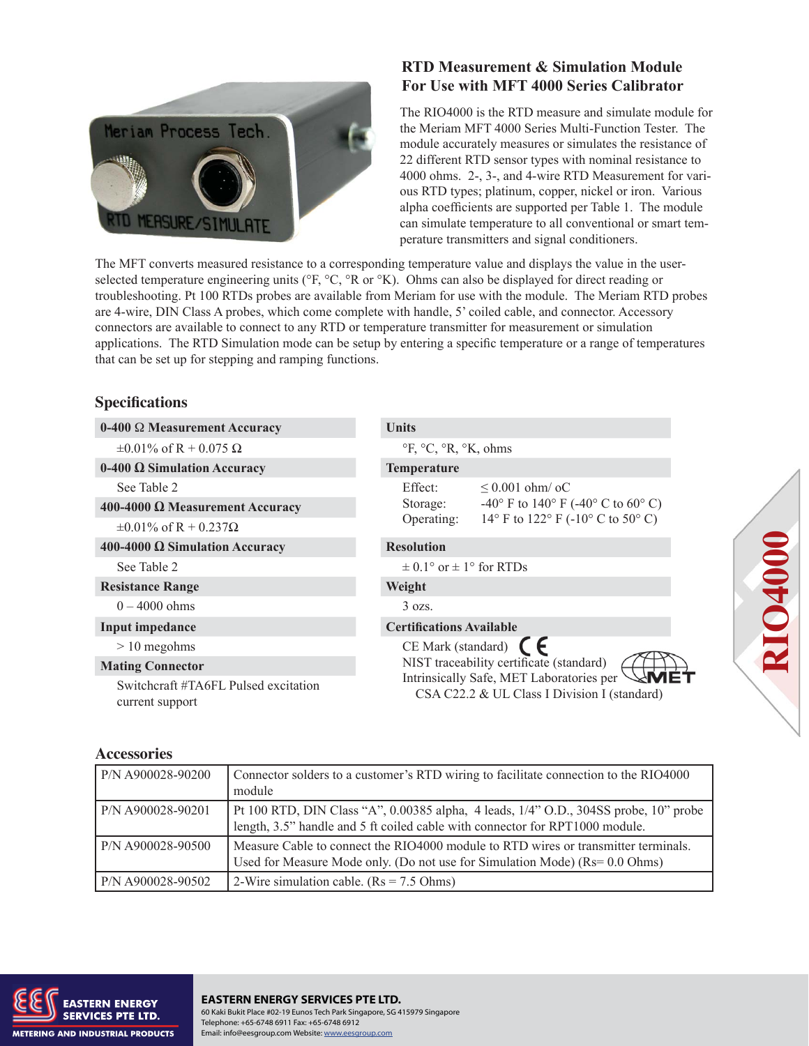## RTD Measurement & Simulation Module For Use with MFT 4000 Series Calibrator

The RIO4000 is the RTD measure and simulate module for the Meriam MFT 4000 Series Multi-Function Tester. The module accurately measures or simulates the resistance of 22 different RTD sensor types with nominal resistance to 4000 ohms. 2-, 3-, and 4-wire RTD Measurement for various RTD types; platinum, copper, nickel or iron. Various alpha coefficients are supported per Table 1. The module can simulate temperature to all conventional or smart temperature transmitters and signal conditioners.

The MFT converts measured resistance to a corresponding temperature value and displays the value in the user-selected temperature engineering units (°F, °C, °R or °K). Ohms can also be displayed for direct reading or troubleshooting. Pt 100 RTDs probes are available from Meriam for use with the module. The Meriam RTD probes are 4-wire, DIN Class A probes, which come complete with handle, 5' coiled cable, and connector. Accessory connectors are available to connect to any RTD or temperature transmitter for measurement or simulation applications. The RTD Simulation mode can be setup by entering a specific temperature or a range of temperatures that can be set up for stepping and ramping functions.

### Specifications

**0-400 Ω Measurement Accuracy**
±0.01% of R + 0.075 Ω

**0-400 Ω Simulation Accuracy**
See Table 2

**400-4000 Ω Measurement Accuracy**
±0.01% of R + 0.237Ω

**400-4000 Ω Simulation Accuracy**
See Table 2

**Resistance Range**
0 – 4000 ohms

**Input impedance**
> 10 megohms

**Mating Connector**
Switchcraft #TA6FL Pulsed excitation current support

**Units**
°F, °C, °R, °K, ohms

**Temperature**
Effect: ≤ 0.001 ohm/ oC
Storage: -40° F to 140° F (-40° C to 60° C)
Operating: 14° F to 122° F (-10° C to 50° C)

**Resolution**
± 0.1° or ± 1° for RTDs

**Weight**
3 ozs.

**Certifications Available**
CE Mark (standard)
NIST traceability certificate (standard)
Intrinsically Safe, MET Laboratories per CSA C22.2 & UL Class I Division I (standard)

### Accessories

| | |
|---|---|
| P/N A900028-90200 | Connector solders to a customer's RTD wiring to facilitate connection to the RIO4000 module |
| P/N A900028-90201 | Pt 100 RTD, DIN Class "A", 0.00385 alpha, 4 leads, 1/4" O.D., 304SS probe, 10" probe length, 3.5" handle and 5 ft coiled cable with connector for RPT1000 module. |
| P/N A900028-90500 | Measure Cable to connect the RIO4000 module to RTD wires or transmitter terminals. Used for Measure Mode only. (Do not use for Simulation Mode) (Rs= 0.0 Ohms) |
| P/N A900028-90502 | 2-Wire simulation cable. (Rs = 7.5 Ohms) |

**EASTERN ENERGY SERVICES PTE LTD.**
60 Kaki Bukit Place #02-19 Eunos Tech Park Singapore, SG 415979 Singapore
Telephone: +65-6748 6911 Fax: +65-6748 6912
Email: info@eesgroup.com Website: www.eesgroup.com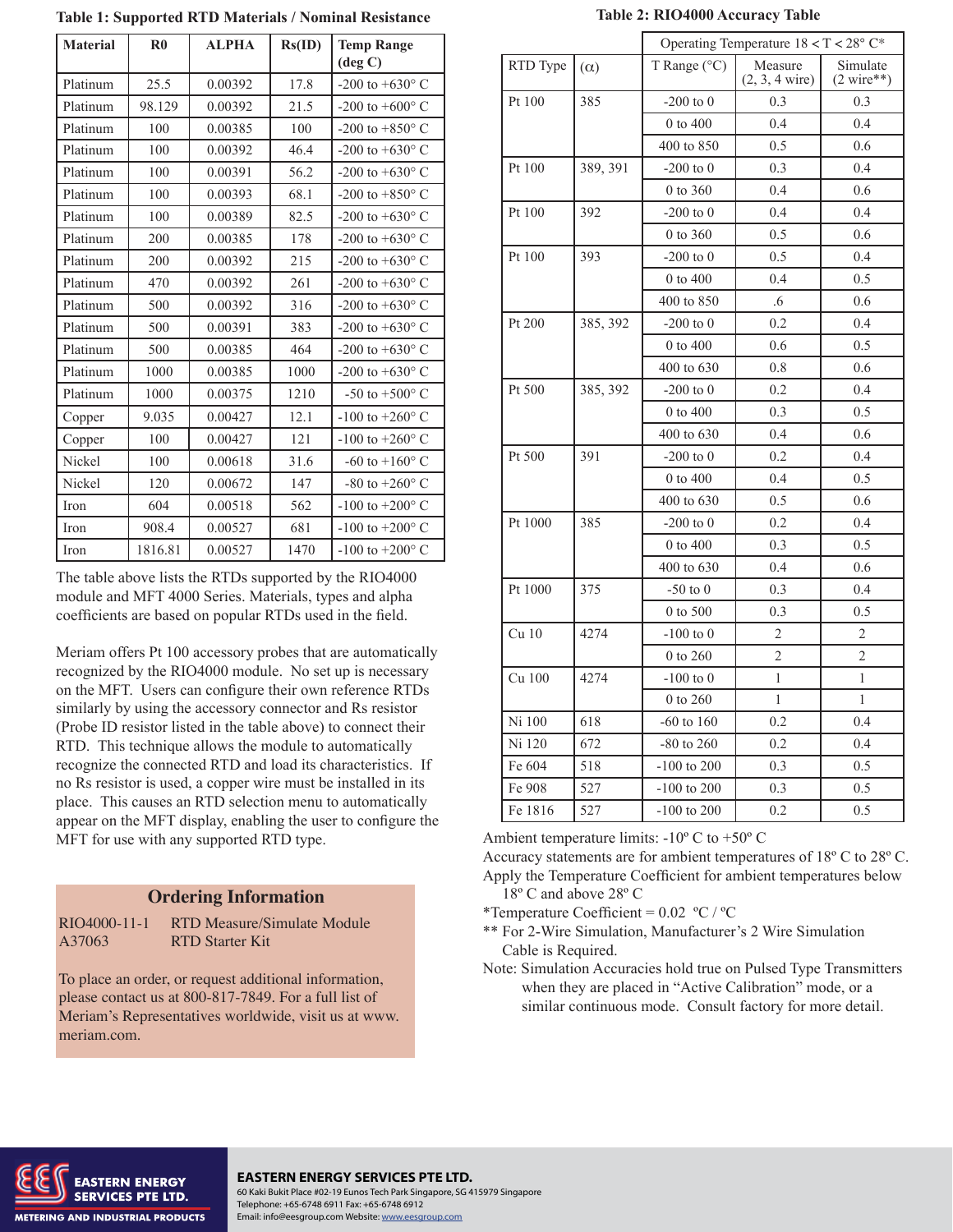**Table 1: Supported RTD Materials / Nominal Resistance**

| Material | R0 | ALPHA | Rs(ID) | Temp Range (deg C) |
|---|---|---|---|---|
| Platinum | 25.5 | 0.00392 | 17.8 | -200 to +630° C |
| Platinum | 98.129 | 0.00392 | 21.5 | -200 to +600° C |
| Platinum | 100 | 0.00385 | 100 | -200 to +850° C |
| Platinum | 100 | 0.00392 | 46.4 | -200 to +630° C |
| Platinum | 100 | 0.00391 | 56.2 | -200 to +630° C |
| Platinum | 100 | 0.00393 | 68.1 | -200 to +850° C |
| Platinum | 100 | 0.00389 | 82.5 | -200 to +630° C |
| Platinum | 200 | 0.00385 | 178 | -200 to +630° C |
| Platinum | 200 | 0.00392 | 215 | -200 to +630° C |
| Platinum | 470 | 0.00392 | 261 | -200 to +630° C |
| Platinum | 500 | 0.00392 | 316 | -200 to +630° C |
| Platinum | 500 | 0.00391 | 383 | -200 to +630° C |
| Platinum | 500 | 0.00385 | 464 | -200 to +630° C |
| Platinum | 1000 | 0.00385 | 1000 | -200 to +630° C |
| Platinum | 1000 | 0.00375 | 1210 | -50 to +500° C |
| Copper | 9.035 | 0.00427 | 12.1 | -100 to +260° C |
| Copper | 100 | 0.00427 | 121 | -100 to +260° C |
| Nickel | 100 | 0.00618 | 31.6 | -60 to +160° C |
| Nickel | 120 | 0.00672 | 147 | -80 to +260° C |
| Iron | 604 | 0.00518 | 562 | -100 to +200° C |
| Iron | 908.4 | 0.00527 | 681 | -100 to +200° C |
| Iron | 1816.81 | 0.00527 | 1470 | -100 to +200° C |

The table above lists the RTDs supported by the RIO4000 module and MFT 4000 Series. Materials, types and alpha coefficients are based on popular RTDs used in the field.

Meriam offers Pt 100 accessory probes that are automatically recognized by the RIO4000 module. No set up is necessary on the MFT. Users can configure their own reference RTDs similarly by using the accessory connector and Rs resistor (Probe ID resistor listed in the table above) to connect their RTD. This technique allows the module to automatically recognize the connected RTD and load its characteristics. If no Rs resistor is used, a copper wire must be installed in its place. This causes an RTD selection menu to automatically appear on the MFT display, enabling the user to configure the MFT for use with any supported RTD type.

## Ordering Information

| | |
|---|---|
| RIO4000-11-1 | RTD Measure/Simulate Module |
| A37063 | RTD Starter Kit |

To place an order, or request additional information, please contact us at 800-817-7849. For a full list of Meriam's Representatives worldwide, visit us at www.meriam.com.

**Table 2: RIO4000 Accuracy Table**

| | | Operating Temperature 18 < T < 28° C* | | |
|---|---|---|---|---|
| RTD Type | (α) | T Range (°C) | Measure (2, 3, 4 wire) | Simulate (2 wire**) |
| Pt 100 | 385 | -200 to 0 | 0.3 | 0.3 |
| | | 0 to 400 | 0.4 | 0.4 |
| | | 400 to 850 | 0.5 | 0.6 |
| Pt 100 | 389, 391 | -200 to 0 | 0.3 | 0.4 |
| | | 0 to 360 | 0.4 | 0.6 |
| Pt 100 | 392 | -200 to 0 | 0.4 | 0.4 |
| | | 0 to 360 | 0.5 | 0.6 |
| Pt 100 | 393 | -200 to 0 | 0.5 | 0.4 |
| | | 0 to 400 | 0.4 | 0.5 |
| | | 400 to 850 | .6 | 0.6 |
| Pt 200 | 385, 392 | -200 to 0 | 0.2 | 0.4 |
| | | 0 to 400 | 0.6 | 0.5 |
| | | 400 to 630 | 0.8 | 0.6 |
| Pt 500 | 385, 392 | -200 to 0 | 0.2 | 0.4 |
| | | 0 to 400 | 0.3 | 0.5 |
| | | 400 to 630 | 0.4 | 0.6 |
| Pt 500 | 391 | -200 to 0 | 0.2 | 0.4 |
| | | 0 to 400 | 0.4 | 0.5 |
| | | 400 to 630 | 0.5 | 0.6 |
| Pt 1000 | 385 | -200 to 0 | 0.2 | 0.4 |
| | | 0 to 400 | 0.3 | 0.5 |
| | | 400 to 630 | 0.4 | 0.6 |
| Pt 1000 | 375 | -50 to 0 | 0.3 | 0.4 |
| | | 0 to 500 | 0.3 | 0.5 |
| Cu 10 | 4274 | -100 to 0 | 2 | 2 |
| | | 0 to 260 | 2 | 2 |
| Cu 100 | 4274 | -100 to 0 | 1 | 1 |
| | | 0 to 260 | 1 | 1 |
| Ni 100 | 618 | -60 to 160 | 0.2 | 0.4 |
| Ni 120 | 672 | -80 to 260 | 0.2 | 0.4 |
| Fe 604 | 518 | -100 to 200 | 0.3 | 0.5 |
| Fe 908 | 527 | -100 to 200 | 0.3 | 0.5 |
| Fe 1816 | 527 | -100 to 200 | 0.2 | 0.5 |

Ambient temperature limits: -10º C to +50º C

Accuracy statements are for ambient temperatures of 18º C to 28º C.

Apply the Temperature Coefficient for ambient temperatures below 18º C and above 28º C

*Temperature Coefficient = 0.02 ºC / ºC

** For 2-Wire Simulation, Manufacturer's 2 Wire Simulation Cable is Required.

Note: Simulation Accuracies hold true on Pulsed Type Transmitters when they are placed in "Active Calibration" mode, or a similar continuous mode. Consult factory for more detail.

EASTERN ENERGY SERVICES PTE LTD.
METERING AND INDUSTRIAL PRODUCTS

**EASTERN ENERGY SERVICES PTE LTD.**
60 Kaki Bukit Place #02-19 Eunos Tech Park Singapore, SG 415979 Singapore
Telephone: +65-6748 6911 Fax: +65-6748 6912
Email: info@eesgroup.com Website: www.eesgroup.com